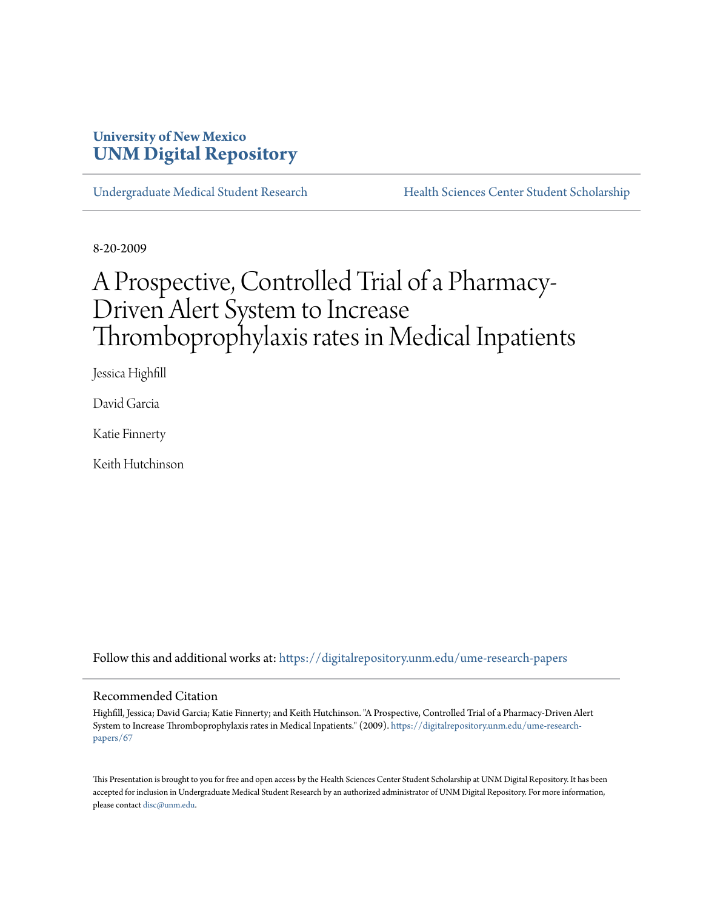University of New Mexico
**UNM Digital Repository**

Undergraduate Medical Student Research | Health Sciences Center Student Scholarship

8-20-2009

# A Prospective, Controlled Trial of a Pharmacy-Driven Alert System to Increase Thromboprophylaxis rates in Medical Inpatients

Jessica Highfill

David Garcia

Katie Finnerty

Keith Hutchinson

Follow this and additional works at: https://digitalrepository.unm.edu/ume-research-papers

## Recommended Citation

Highfill, Jessica; David Garcia; Katie Finnerty; and Keith Hutchinson. "A Prospective, Controlled Trial of a Pharmacy-Driven Alert System to Increase Thromboprophylaxis rates in Medical Inpatients." (2009). https://digitalrepository.unm.edu/ume-research-papers/67

This Presentation is brought to you for free and open access by the Health Sciences Center Student Scholarship at UNM Digital Repository. It has been accepted for inclusion in Undergraduate Medical Student Research by an authorized administrator of UNM Digital Repository. For more information, please contact disc@unm.edu.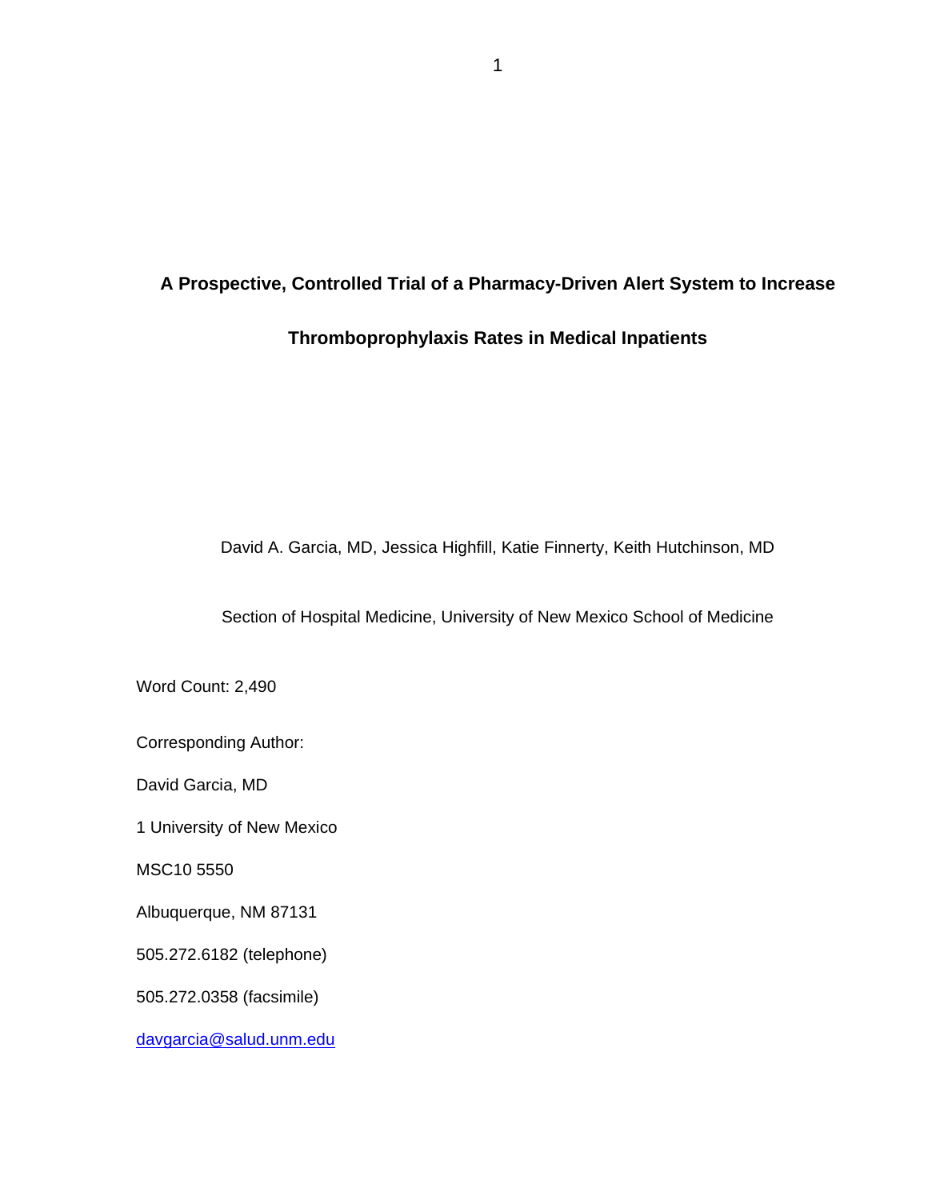# A Prospective, Controlled Trial of a Pharmacy-Driven Alert System to Increase Thromboprophylaxis Rates in Medical Inpatients

David A. Garcia, MD, Jessica Highfill, Katie Finnerty, Keith Hutchinson, MD

Section of Hospital Medicine, University of New Mexico School of Medicine

Word Count: 2,490

Corresponding Author:

David Garcia, MD

1 University of New Mexico

MSC10 5550

Albuquerque, NM 87131

505.272.6182 (telephone)

505.272.0358 (facsimile)

davgarcia@salud.unm.edu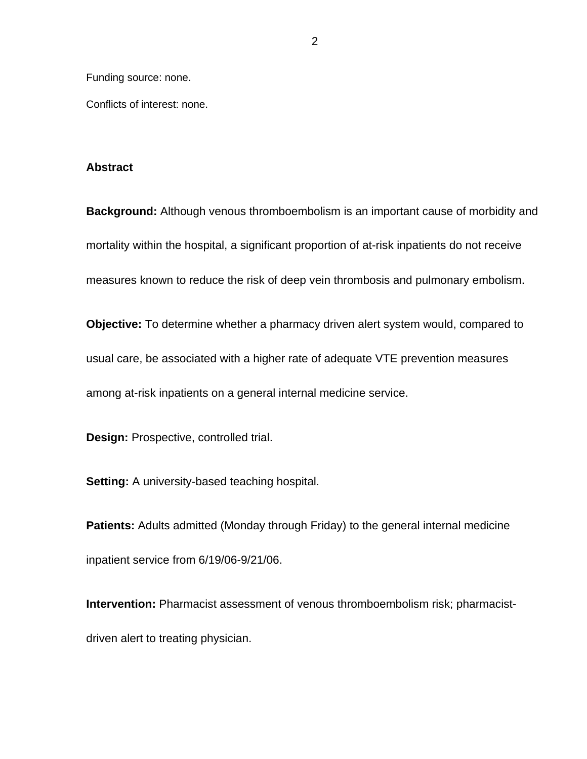Funding source: none.

Conflicts of interest: none.

## Abstract

**Background:** Although venous thromboembolism is an important cause of morbidity and mortality within the hospital, a significant proportion of at-risk inpatients do not receive measures known to reduce the risk of deep vein thrombosis and pulmonary embolism.

**Objective:** To determine whether a pharmacy driven alert system would, compared to usual care, be associated with a higher rate of adequate VTE prevention measures among at-risk inpatients on a general internal medicine service.

**Design:** Prospective, controlled trial.

**Setting:** A university-based teaching hospital.

**Patients:** Adults admitted (Monday through Friday) to the general internal medicine inpatient service from 6/19/06-9/21/06.

**Intervention:** Pharmacist assessment of venous thromboembolism risk; pharmacist-driven alert to treating physician.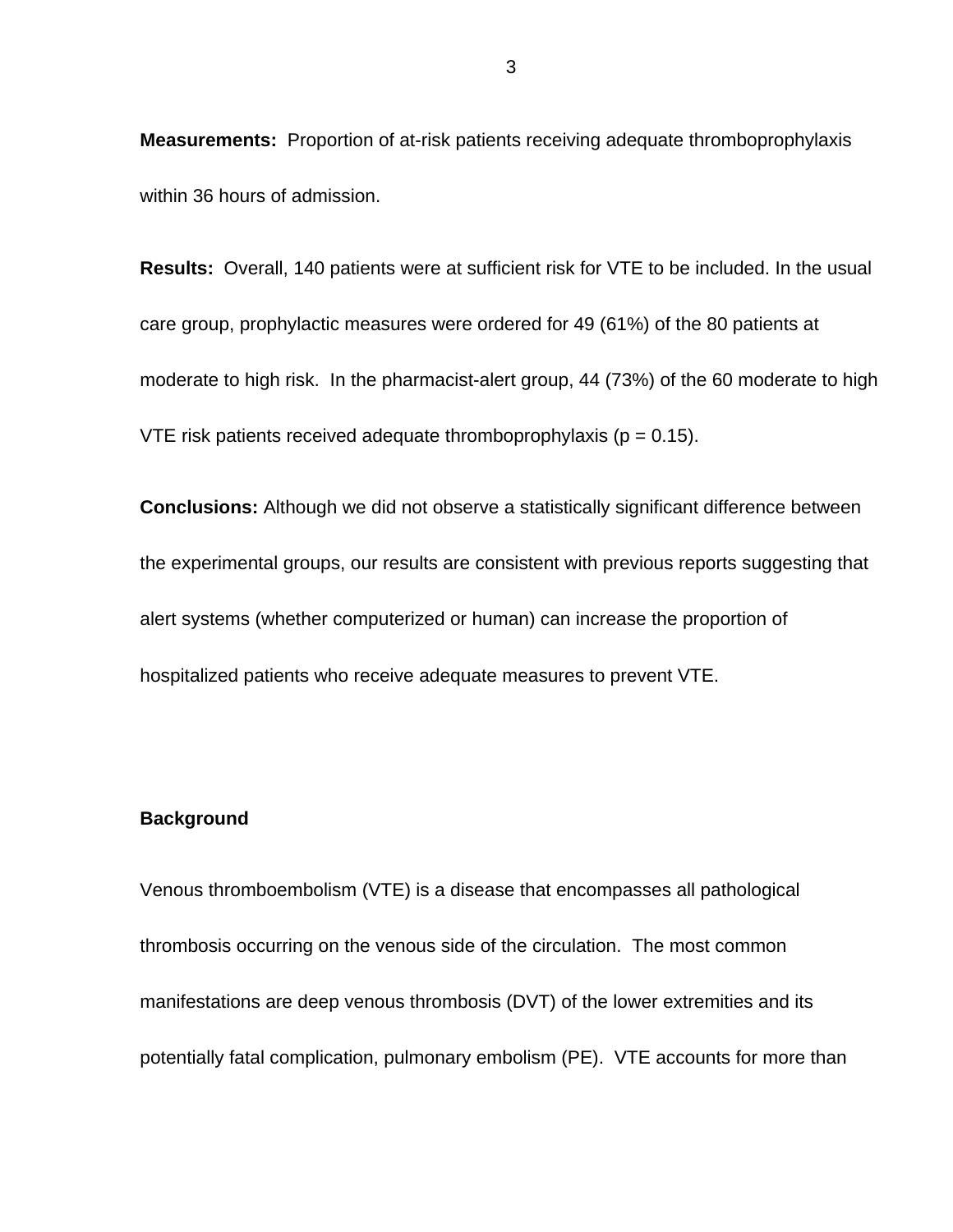**Measurements:** Proportion of at-risk patients receiving adequate thromboprophylaxis within 36 hours of admission.

**Results:** Overall, 140 patients were at sufficient risk for VTE to be included. In the usual care group, prophylactic measures were ordered for 49 (61%) of the 80 patients at moderate to high risk. In the pharmacist-alert group, 44 (73%) of the 60 moderate to high VTE risk patients received adequate thromboprophylaxis ($p = 0.15$).

**Conclusions:** Although we did not observe a statistically significant difference between the experimental groups, our results are consistent with previous reports suggesting that alert systems (whether computerized or human) can increase the proportion of hospitalized patients who receive adequate measures to prevent VTE.

## Background

Venous thromboembolism (VTE) is a disease that encompasses all pathological thrombosis occurring on the venous side of the circulation. The most common manifestations are deep venous thrombosis (DVT) of the lower extremities and its potentially fatal complication, pulmonary embolism (PE). VTE accounts for more than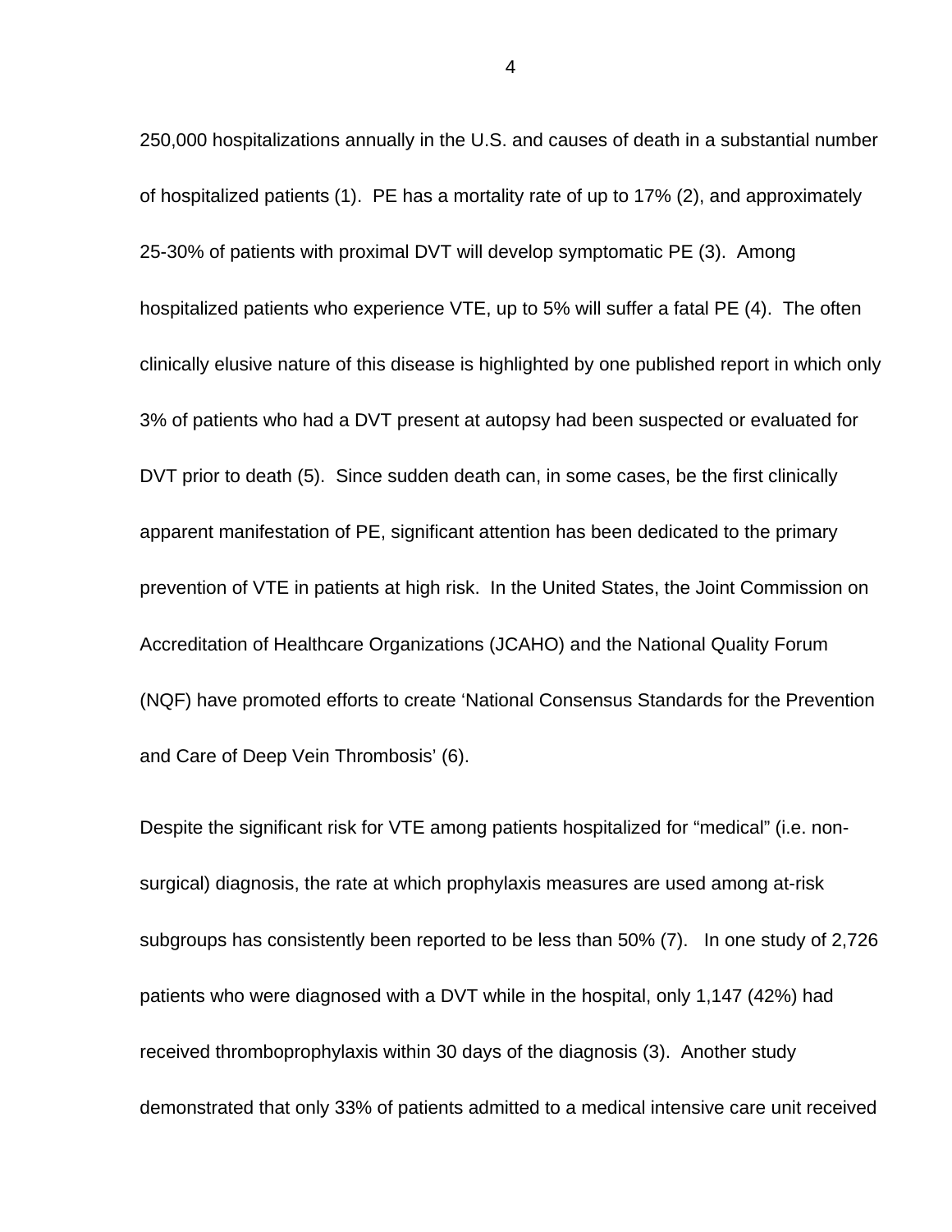250,000 hospitalizations annually in the U.S. and causes of death in a substantial number of hospitalized patients (1). PE has a mortality rate of up to 17% (2), and approximately 25-30% of patients with proximal DVT will develop symptomatic PE (3). Among hospitalized patients who experience VTE, up to 5% will suffer a fatal PE (4). The often clinically elusive nature of this disease is highlighted by one published report in which only 3% of patients who had a DVT present at autopsy had been suspected or evaluated for DVT prior to death (5). Since sudden death can, in some cases, be the first clinically apparent manifestation of PE, significant attention has been dedicated to the primary prevention of VTE in patients at high risk. In the United States, the Joint Commission on Accreditation of Healthcare Organizations (JCAHO) and the National Quality Forum (NQF) have promoted efforts to create 'National Consensus Standards for the Prevention and Care of Deep Vein Thrombosis' (6).

Despite the significant risk for VTE among patients hospitalized for "medical" (i.e. non-surgical) diagnosis, the rate at which prophylaxis measures are used among at-risk subgroups has consistently been reported to be less than 50% (7). In one study of 2,726 patients who were diagnosed with a DVT while in the hospital, only 1,147 (42%) had received thromboprophylaxis within 30 days of the diagnosis (3). Another study demonstrated that only 33% of patients admitted to a medical intensive care unit received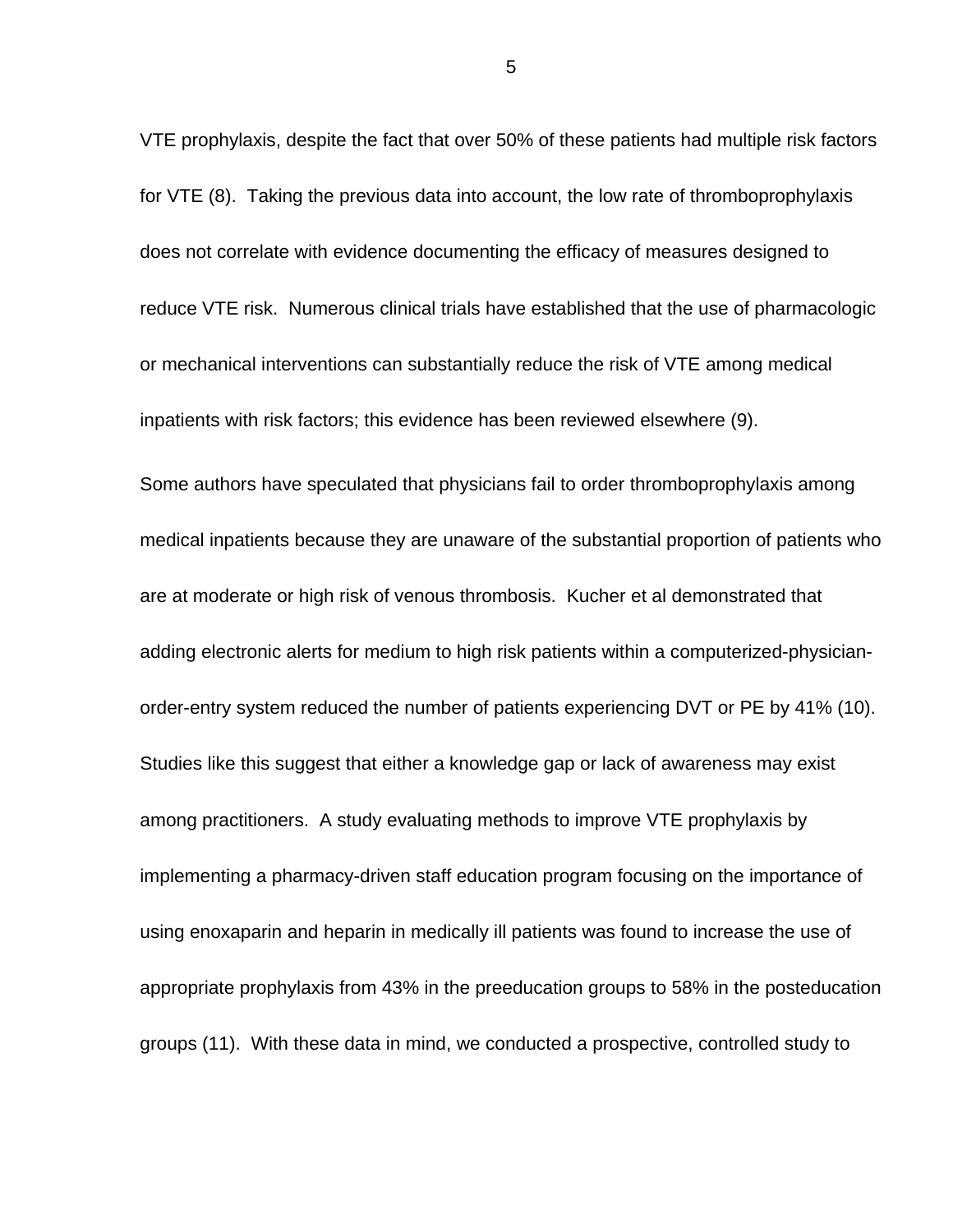VTE prophylaxis, despite the fact that over 50% of these patients had multiple risk factors for VTE (8). Taking the previous data into account, the low rate of thromboprophylaxis does not correlate with evidence documenting the efficacy of measures designed to reduce VTE risk. Numerous clinical trials have established that the use of pharmacologic or mechanical interventions can substantially reduce the risk of VTE among medical inpatients with risk factors; this evidence has been reviewed elsewhere (9).

Some authors have speculated that physicians fail to order thromboprophylaxis among medical inpatients because they are unaware of the substantial proportion of patients who are at moderate or high risk of venous thrombosis. Kucher et al demonstrated that adding electronic alerts for medium to high risk patients within a computerized-physician-order-entry system reduced the number of patients experiencing DVT or PE by 41% (10). Studies like this suggest that either a knowledge gap or lack of awareness may exist among practitioners. A study evaluating methods to improve VTE prophylaxis by implementing a pharmacy-driven staff education program focusing on the importance of using enoxaparin and heparin in medically ill patients was found to increase the use of appropriate prophylaxis from 43% in the preeducation groups to 58% in the posteducation groups (11). With these data in mind, we conducted a prospective, controlled study to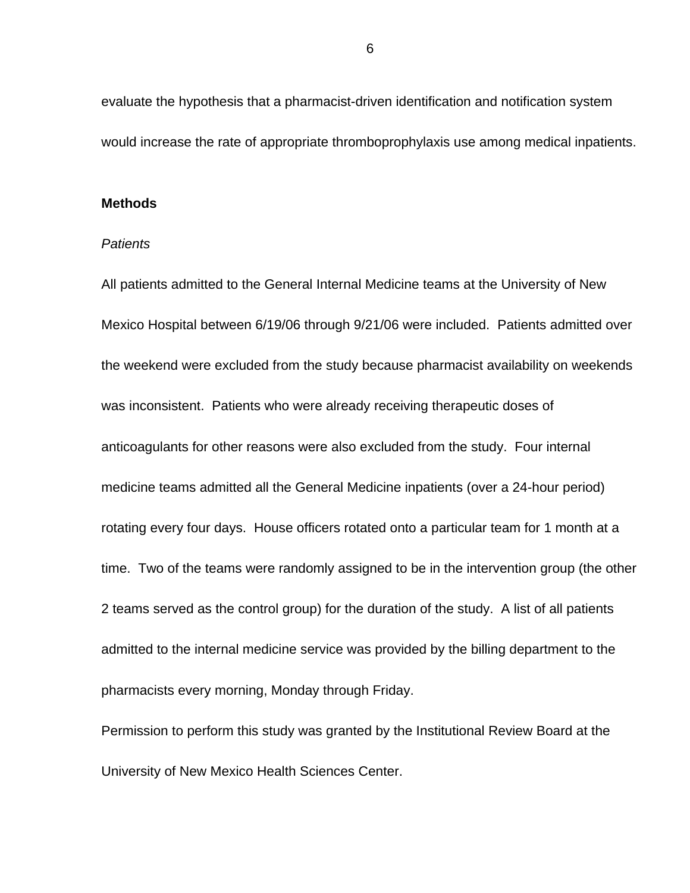evaluate the hypothesis that a pharmacist-driven identification and notification system would increase the rate of appropriate thromboprophylaxis use among medical inpatients.

## Methods

### *Patients*

All patients admitted to the General Internal Medicine teams at the University of New Mexico Hospital between 6/19/06 through 9/21/06 were included. Patients admitted over the weekend were excluded from the study because pharmacist availability on weekends was inconsistent. Patients who were already receiving therapeutic doses of anticoagulants for other reasons were also excluded from the study. Four internal medicine teams admitted all the General Medicine inpatients (over a 24-hour period) rotating every four days. House officers rotated onto a particular team for 1 month at a time. Two of the teams were randomly assigned to be in the intervention group (the other 2 teams served as the control group) for the duration of the study. A list of all patients admitted to the internal medicine service was provided by the billing department to the pharmacists every morning, Monday through Friday.

Permission to perform this study was granted by the Institutional Review Board at the University of New Mexico Health Sciences Center.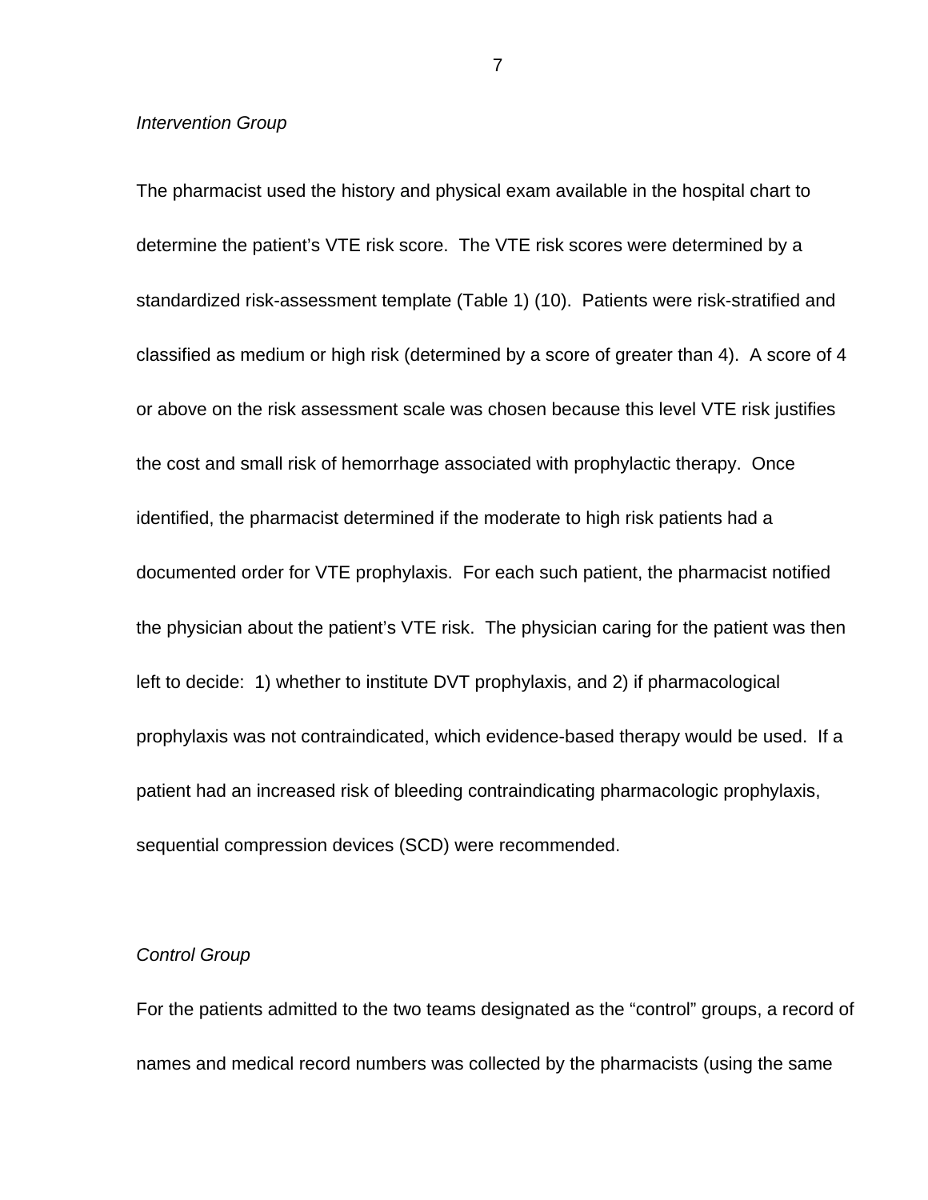*Intervention Group*

The pharmacist used the history and physical exam available in the hospital chart to determine the patient's VTE risk score. The VTE risk scores were determined by a standardized risk-assessment template (Table 1) (10). Patients were risk-stratified and classified as medium or high risk (determined by a score of greater than 4). A score of 4 or above on the risk assessment scale was chosen because this level VTE risk justifies the cost and small risk of hemorrhage associated with prophylactic therapy. Once identified, the pharmacist determined if the moderate to high risk patients had a documented order for VTE prophylaxis. For each such patient, the pharmacist notified the physician about the patient's VTE risk. The physician caring for the patient was then left to decide: 1) whether to institute DVT prophylaxis, and 2) if pharmacological prophylaxis was not contraindicated, which evidence-based therapy would be used. If a patient had an increased risk of bleeding contraindicating pharmacologic prophylaxis, sequential compression devices (SCD) were recommended.

*Control Group*

For the patients admitted to the two teams designated as the "control" groups, a record of names and medical record numbers was collected by the pharmacists (using the same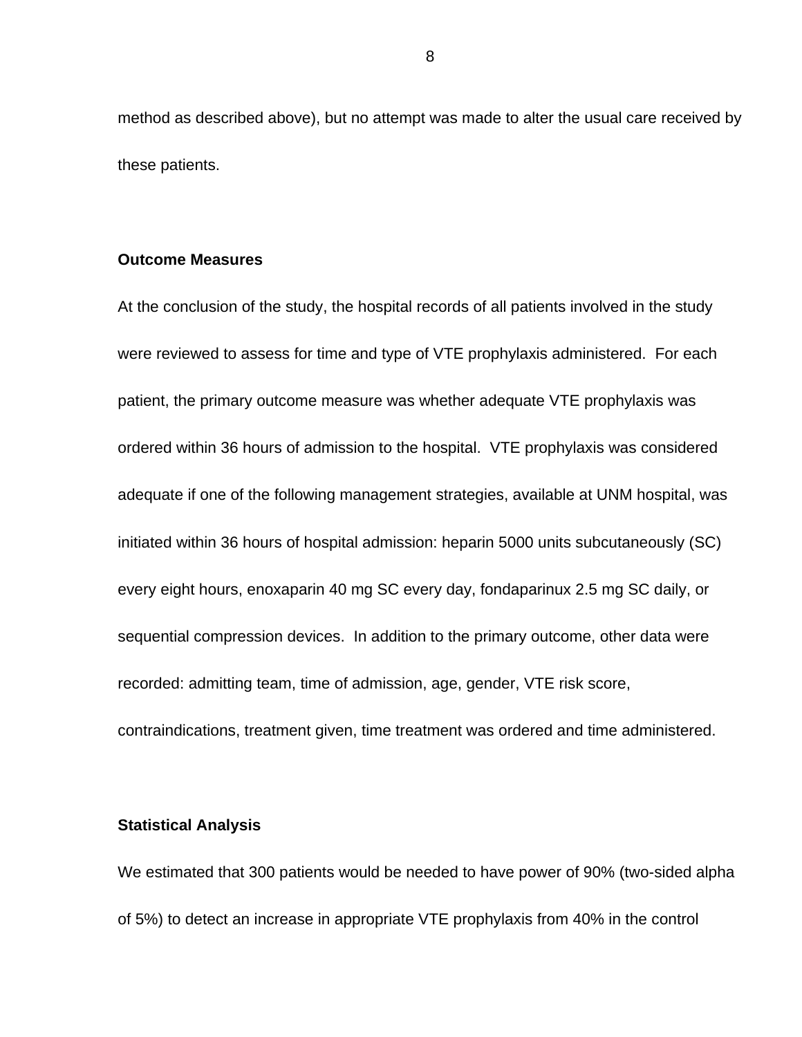method as described above), but no attempt was made to alter the usual care received by these patients.

### Outcome Measures

At the conclusion of the study, the hospital records of all patients involved in the study were reviewed to assess for time and type of VTE prophylaxis administered. For each patient, the primary outcome measure was whether adequate VTE prophylaxis was ordered within 36 hours of admission to the hospital. VTE prophylaxis was considered adequate if one of the following management strategies, available at UNM hospital, was initiated within 36 hours of hospital admission: heparin 5000 units subcutaneously (SC) every eight hours, enoxaparin 40 mg SC every day, fondaparinux 2.5 mg SC daily, or sequential compression devices. In addition to the primary outcome, other data were recorded: admitting team, time of admission, age, gender, VTE risk score, contraindications, treatment given, time treatment was ordered and time administered.

### Statistical Analysis

We estimated that 300 patients would be needed to have power of 90% (two-sided alpha of 5%) to detect an increase in appropriate VTE prophylaxis from 40% in the control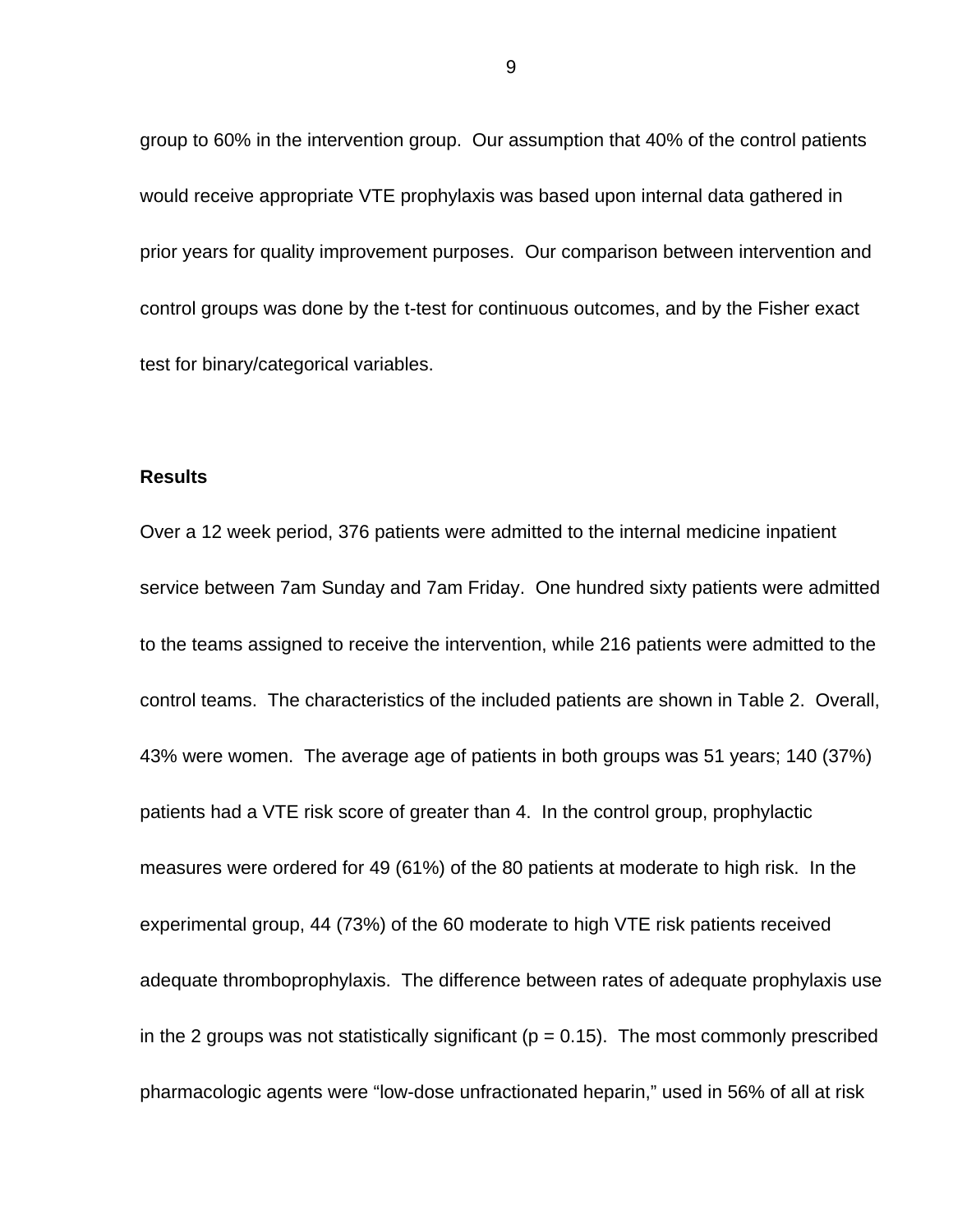group to 60% in the intervention group. Our assumption that 40% of the control patients would receive appropriate VTE prophylaxis was based upon internal data gathered in prior years for quality improvement purposes. Our comparison between intervention and control groups was done by the t-test for continuous outcomes, and by the Fisher exact test for binary/categorical variables.

## Results

Over a 12 week period, 376 patients were admitted to the internal medicine inpatient service between 7am Sunday and 7am Friday. One hundred sixty patients were admitted to the teams assigned to receive the intervention, while 216 patients were admitted to the control teams. The characteristics of the included patients are shown in Table 2. Overall, 43% were women. The average age of patients in both groups was 51 years; 140 (37%) patients had a VTE risk score of greater than 4. In the control group, prophylactic measures were ordered for 49 (61%) of the 80 patients at moderate to high risk. In the experimental group, 44 (73%) of the 60 moderate to high VTE risk patients received adequate thromboprophylaxis. The difference between rates of adequate prophylaxis use in the 2 groups was not statistically significant ($p = 0.15$). The most commonly prescribed pharmacologic agents were "low-dose unfractionated heparin," used in 56% of all at risk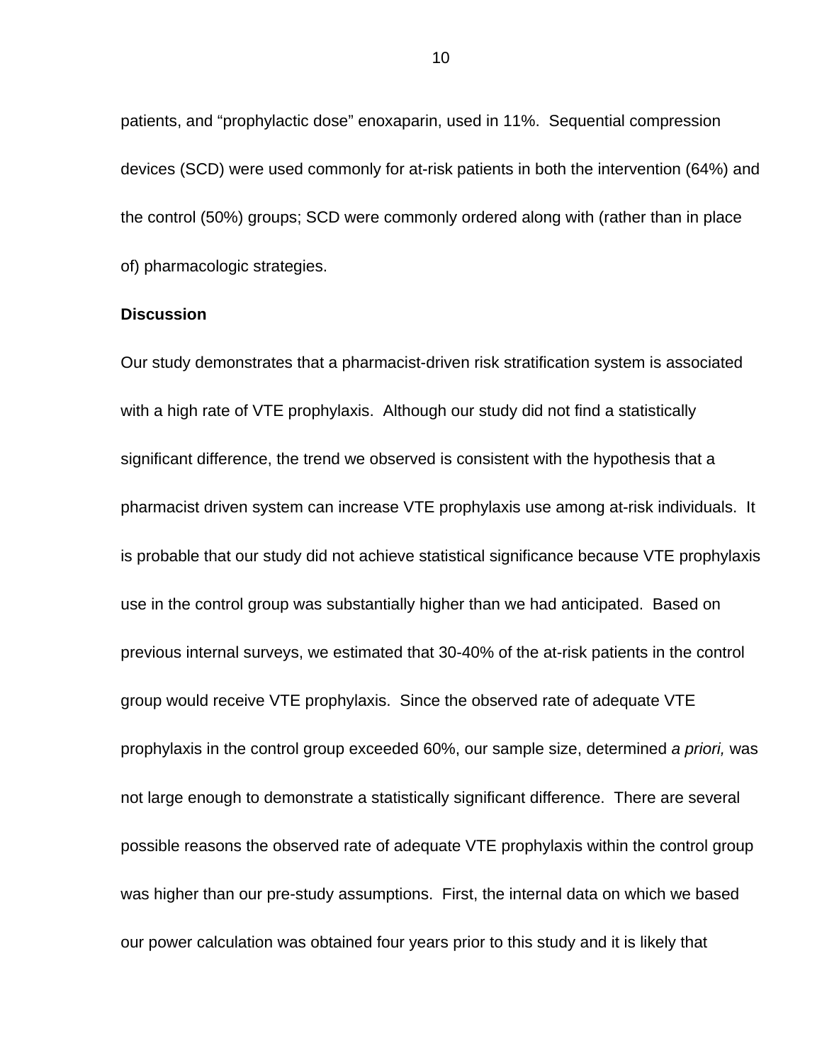patients, and "prophylactic dose" enoxaparin, used in 11%. Sequential compression devices (SCD) were used commonly for at-risk patients in both the intervention (64%) and the control (50%) groups; SCD were commonly ordered along with (rather than in place of) pharmacologic strategies.

**Discussion**

Our study demonstrates that a pharmacist-driven risk stratification system is associated with a high rate of VTE prophylaxis. Although our study did not find a statistically significant difference, the trend we observed is consistent with the hypothesis that a pharmacist driven system can increase VTE prophylaxis use among at-risk individuals. It is probable that our study did not achieve statistical significance because VTE prophylaxis use in the control group was substantially higher than we had anticipated. Based on previous internal surveys, we estimated that 30-40% of the at-risk patients in the control group would receive VTE prophylaxis. Since the observed rate of adequate VTE prophylaxis in the control group exceeded 60%, our sample size, determined *a priori,* was not large enough to demonstrate a statistically significant difference. There are several possible reasons the observed rate of adequate VTE prophylaxis within the control group was higher than our pre-study assumptions. First, the internal data on which we based our power calculation was obtained four years prior to this study and it is likely that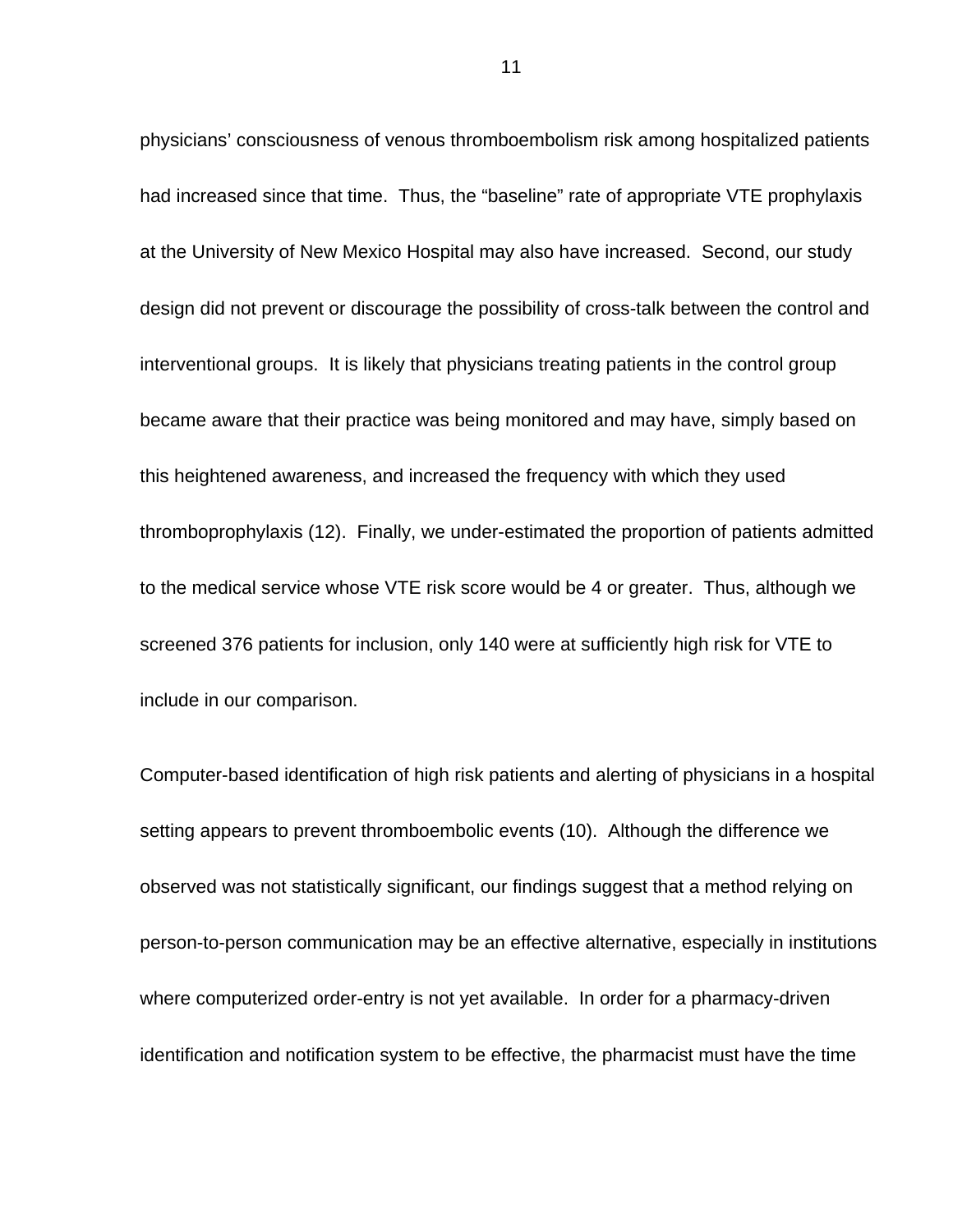physicians' consciousness of venous thromboembolism risk among hospitalized patients had increased since that time. Thus, the "baseline" rate of appropriate VTE prophylaxis at the University of New Mexico Hospital may also have increased. Second, our study design did not prevent or discourage the possibility of cross-talk between the control and interventional groups. It is likely that physicians treating patients in the control group became aware that their practice was being monitored and may have, simply based on this heightened awareness, and increased the frequency with which they used thromboprophylaxis (12). Finally, we under-estimated the proportion of patients admitted to the medical service whose VTE risk score would be 4 or greater. Thus, although we screened 376 patients for inclusion, only 140 were at sufficiently high risk for VTE to include in our comparison.

Computer-based identification of high risk patients and alerting of physicians in a hospital setting appears to prevent thromboembolic events (10). Although the difference we observed was not statistically significant, our findings suggest that a method relying on person-to-person communication may be an effective alternative, especially in institutions where computerized order-entry is not yet available. In order for a pharmacy-driven identification and notification system to be effective, the pharmacist must have the time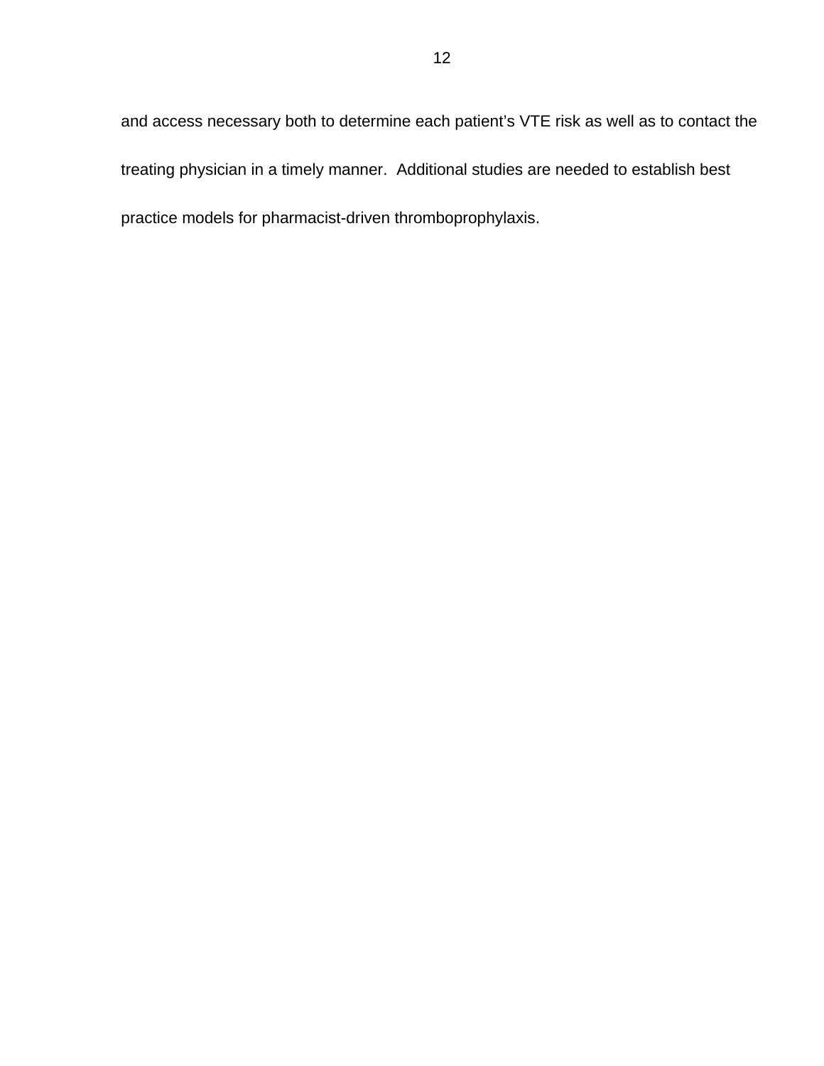and access necessary both to determine each patient's VTE risk as well as to contact the treating physician in a timely manner. Additional studies are needed to establish best practice models for pharmacist-driven thromboprophylaxis.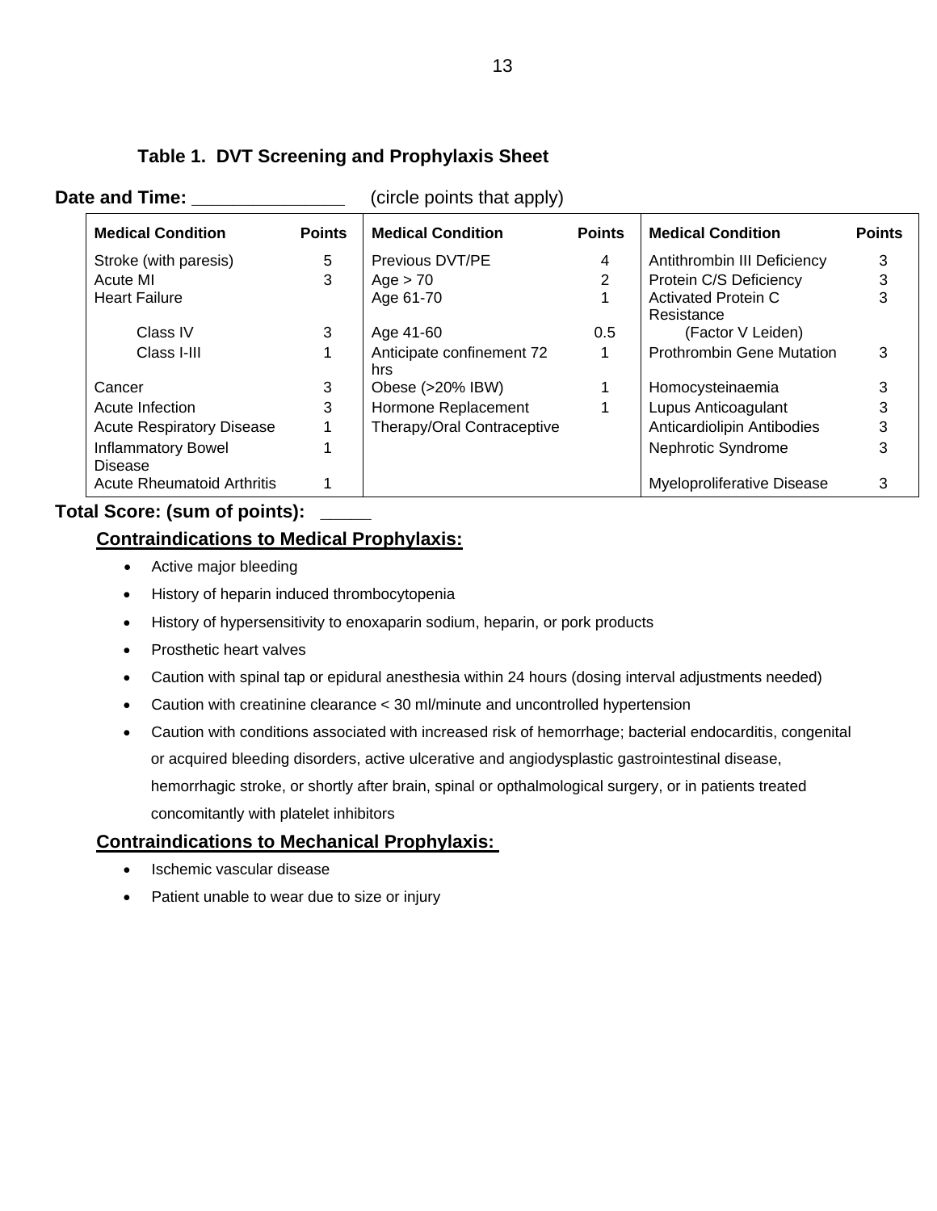### Table 1. DVT Screening and Prophylaxis Sheet

**Date and Time:** _______________ (circle points that apply)

| Medical Condition | Points | Medical Condition | Points | Medical Condition | Points |
|---|---|---|---|---|---|
| Stroke (with paresis) | 5 | Previous DVT/PE | 4 | Antithrombin III Deficiency | 3 |
| Acute MI | 3 | Age > 70 | 2 | Protein C/S Deficiency | 3 |
| Heart Failure | | Age 61-70 | 1 | Activated Protein C Resistance | 3 |
| Class IV | 3 | Age 41-60 | 0.5 | (Factor V Leiden) | |
| Class I-III | 1 | Anticipate confinement 72 hrs | 1 | Prothrombin Gene Mutation | 3 |
| Cancer | 3 | Obese (>20% IBW) | 1 | Homocysteinaemia | 3 |
| Acute Infection | 3 | Hormone Replacement | 1 | Lupus Anticoagulant | 3 |
| Acute Respiratory Disease | 1 | Therapy/Oral Contraceptive | | Anticardiolipin Antibodies | 3 |
| Inflammatory Bowel Disease | 1 | | | Nephrotic Syndrome | 3 |
| Acute Rheumatoid Arthritis | 1 | | | Myeloproliferative Disease | 3 |

**Total Score: (sum of points):** _____

**Contraindications to Medical Prophylaxis:**

- Active major bleeding
- History of heparin induced thrombocytopenia
- History of hypersensitivity to enoxaparin sodium, heparin, or pork products
- Prosthetic heart valves
- Caution with spinal tap or epidural anesthesia within 24 hours (dosing interval adjustments needed)
- Caution with creatinine clearance < 30 ml/minute and uncontrolled hypertension
- Caution with conditions associated with increased risk of hemorrhage; bacterial endocarditis, congenital or acquired bleeding disorders, active ulcerative and angiodysplastic gastrointestinal disease, hemorrhagic stroke, or shortly after brain, spinal or opthalmological surgery, or in patients treated concomitantly with platelet inhibitors

**Contraindications to Mechanical Prophylaxis:**

- Ischemic vascular disease
- Patient unable to wear due to size or injury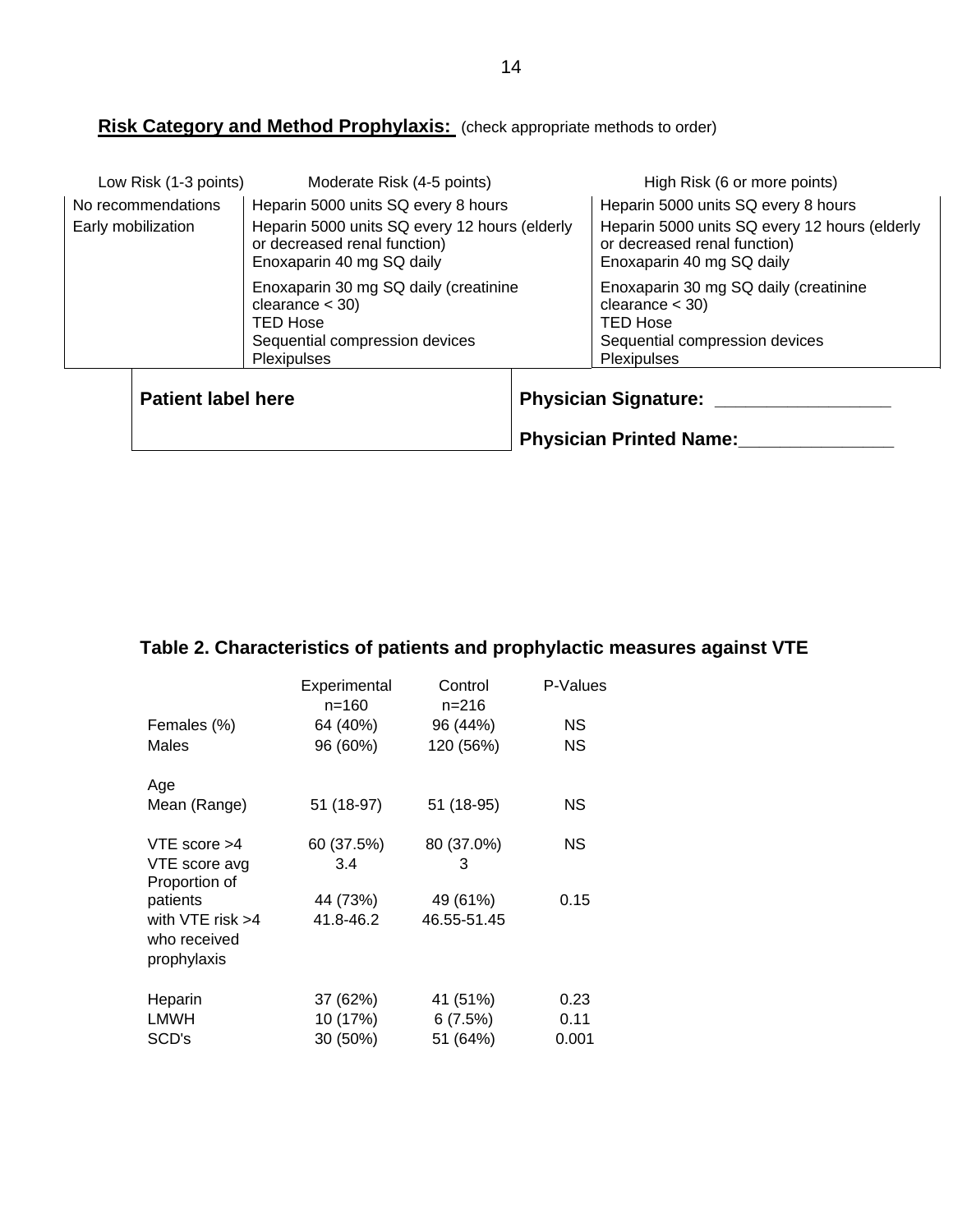**Risk Category and Method Prophylaxis:** (check appropriate methods to order)

| Low Risk (1-3 points) | Moderate Risk (4-5 points) | High Risk (6 or more points) |
|---|---|---|
| No recommendations | Heparin 5000 units SQ every 8 hours | Heparin 5000 units SQ every 8 hours |
| Early mobilization | Heparin 5000 units SQ every 12 hours (elderly or decreased renal function) | Heparin 5000 units SQ every 12 hours (elderly or decreased renal function) |
| | Enoxaparin 40 mg SQ daily | Enoxaparin 40 mg SQ daily |
| | Enoxaparin 30 mg SQ daily (creatinine clearance < 30) | Enoxaparin 30 mg SQ daily (creatinine clearance < 30) |
| | TED Hose | TED Hose |
| | Sequential compression devices | Sequential compression devices |
| | Plexipulses | Plexipulses |

**Patient label here**

**Physician Signature:** _________________

**Physician Printed Name:**_______________

**Table 2. Characteristics of patients and prophylactic measures against VTE**

| | Experimental n=160 | Control n=216 | P-Values |
|---|---|---|---|
| Females (%) | 64 (40%) | 96 (44%) | NS |
| Males | 96 (60%) | 120 (56%) | NS |
| Age | | | |
| Mean (Range) | 51 (18-97) | 51 (18-95) | NS |
| VTE score >4 | 60 (37.5%) | 80 (37.0%) | NS |
| VTE score avg | 3.4 | 3 | |
| Proportion of patients with VTE risk >4 who received prophylaxis | 44 (73%) 41.8-46.2 | 49 (61%) 46.55-51.45 | 0.15 |
| Heparin | 37 (62%) | 41 (51%) | 0.23 |
| LMWH | 10 (17%) | 6 (7.5%) | 0.11 |
| SCD's | 30 (50%) | 51 (64%) | 0.001 |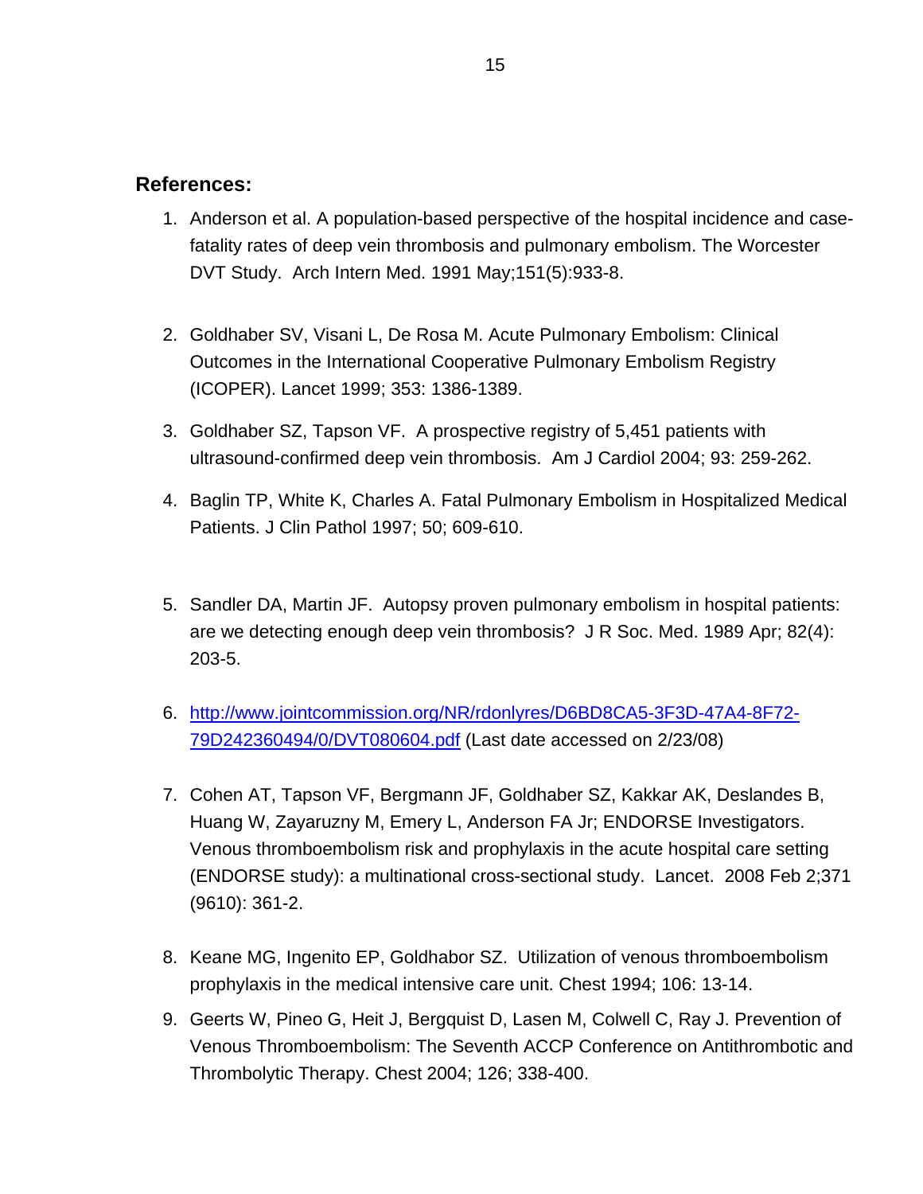**References:**

1. Anderson et al. A population-based perspective of the hospital incidence and case-fatality rates of deep vein thrombosis and pulmonary embolism. The Worcester DVT Study. Arch Intern Med. 1991 May;151(5):933-8.

2. Goldhaber SV, Visani L, De Rosa M. Acute Pulmonary Embolism: Clinical Outcomes in the International Cooperative Pulmonary Embolism Registry (ICOPER). Lancet 1999; 353: 1386-1389.

3. Goldhaber SZ, Tapson VF. A prospective registry of 5,451 patients with ultrasound-confirmed deep vein thrombosis. Am J Cardiol 2004; 93: 259-262.

4. Baglin TP, White K, Charles A. Fatal Pulmonary Embolism in Hospitalized Medical Patients. J Clin Pathol 1997; 50; 609-610.

5. Sandler DA, Martin JF. Autopsy proven pulmonary embolism in hospital patients: are we detecting enough deep vein thrombosis? J R Soc. Med. 1989 Apr; 82(4): 203-5.

6. [http://www.jointcommission.org/NR/rdonlyres/D6BD8CA5-3F3D-47A4-8F72-79D242360494/0/DVT080604.pdf](http://www.jointcommission.org/NR/rdonlyres/D6BD8CA5-3F3D-47A4-8F72-79D242360494/0/DVT080604.pdf) (Last date accessed on 2/23/08)

7. Cohen AT, Tapson VF, Bergmann JF, Goldhaber SZ, Kakkar AK, Deslandes B, Huang W, Zayaruzny M, Emery L, Anderson FA Jr; ENDORSE Investigators. Venous thromboembolism risk and prophylaxis in the acute hospital care setting (ENDORSE study): a multinational cross-sectional study. Lancet. 2008 Feb 2;371 (9610): 361-2.

8. Keane MG, Ingenito EP, Goldhabor SZ. Utilization of venous thromboembolism prophylaxis in the medical intensive care unit. Chest 1994; 106: 13-14.

9. Geerts W, Pineo G, Heit J, Bergquist D, Lasen M, Colwell C, Ray J. Prevention of Venous Thromboembolism: The Seventh ACCP Conference on Antithrombotic and Thrombolytic Therapy. Chest 2004; 126; 338-400.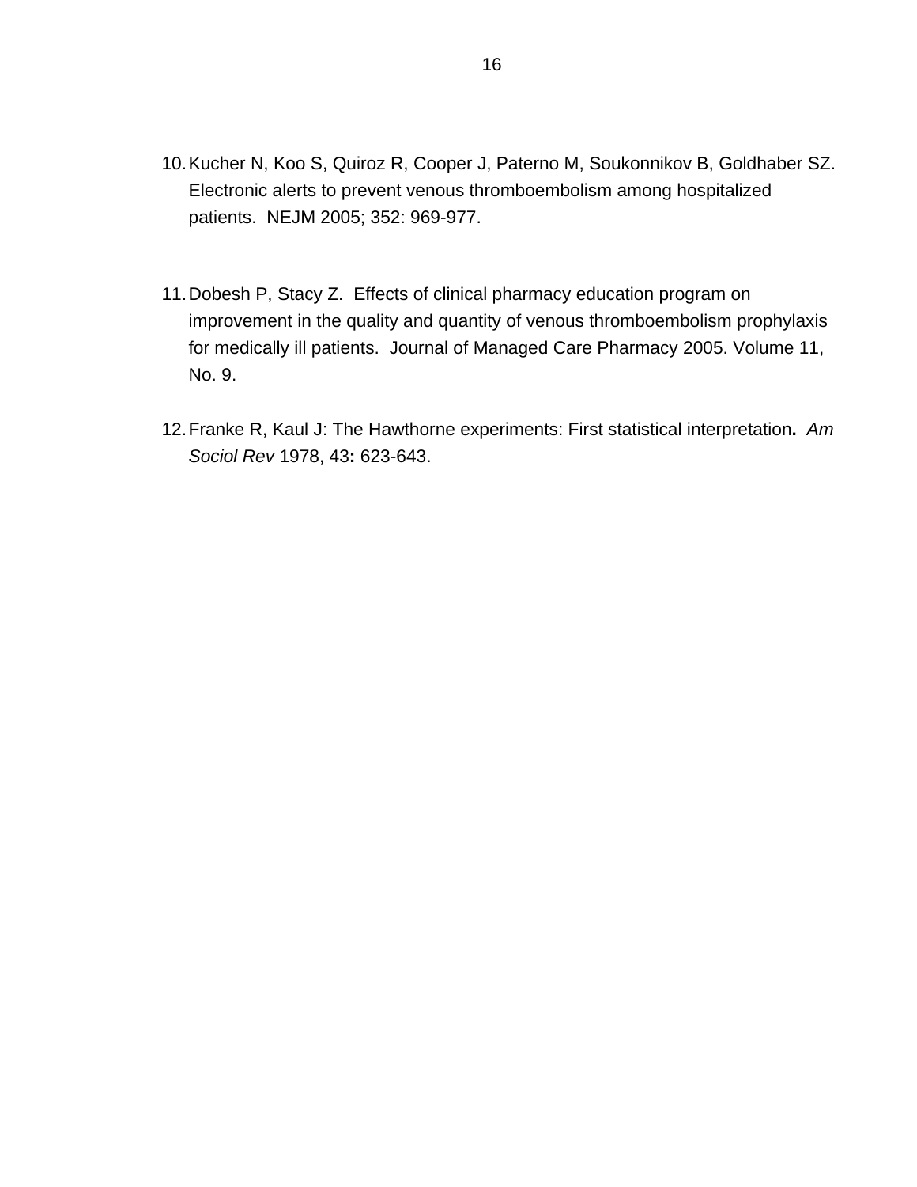10. Kucher N, Koo S, Quiroz R, Cooper J, Paterno M, Soukonnikov B, Goldhaber SZ. Electronic alerts to prevent venous thromboembolism among hospitalized patients. NEJM 2005; 352: 969-977.

11. Dobesh P, Stacy Z. Effects of clinical pharmacy education program on improvement in the quality and quantity of venous thromboembolism prophylaxis for medically ill patients. Journal of Managed Care Pharmacy 2005. Volume 11, No. 9.

12. Franke R, Kaul J: The Hawthorne experiments: First statistical interpretation**.** *Am Sociol Rev* 1978, 43**:** 623-643.